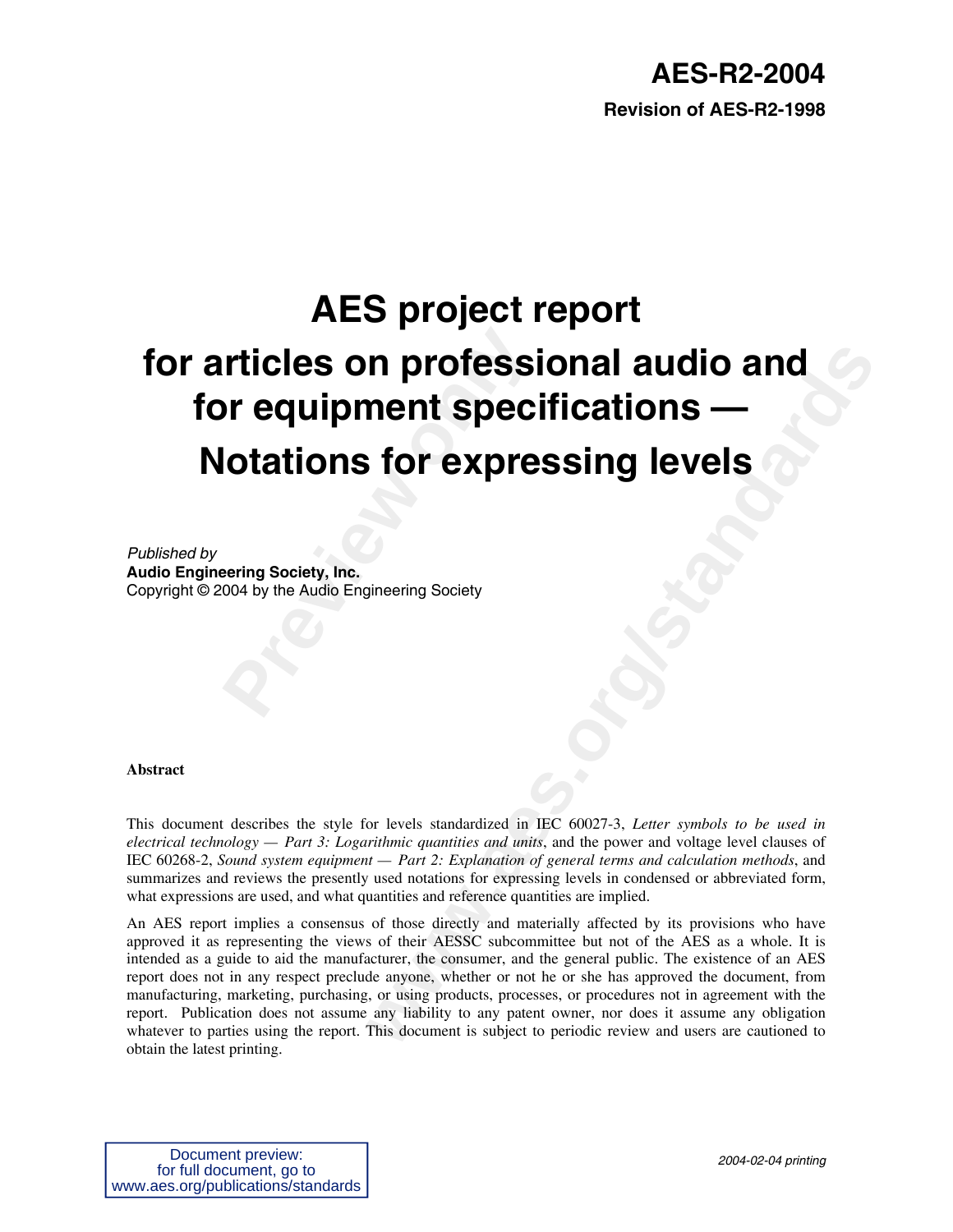**AES-R2-2004**

**Revision of AES-R2-1998**

# AES project report for articles on professional audio and for equipment specifications — Notations for expressing levels

*Published by*
**Audio Engineering Society, Inc.**
Copyright © 2004 by the Audio Engineering Society

**Abstract**

This document describes the style for levels standardized in IEC 60027-3, *Letter symbols to be used in electrical technology — Part 3: Logarithmic quantities and units*, and the power and voltage level clauses of IEC 60268-2, *Sound system equipment — Part 2: Explanation of general terms and calculation methods*, and summarizes and reviews the presently used notations for expressing levels in condensed or abbreviated form, what expressions are used, and what quantities and reference quantities are implied.

An AES report implies a consensus of those directly and materially affected by its provisions who have approved it as representing the views of their AESSC subcommittee but not of the AES as a whole. It is intended as a guide to aid the manufacturer, the consumer, and the general public. The existence of an AES report does not in any respect preclude anyone, whether or not he or she has approved the document, from manufacturing, marketing, purchasing, or using products, processes, or procedures not in agreement with the report. Publication does not assume any liability to any patent owner, nor does it assume any obligation whatever to parties using the report. This document is subject to periodic review and users are cautioned to obtain the latest printing.

Document preview:
for full document, go to
www.aes.org/publications/standards

*2004-02-04 printing*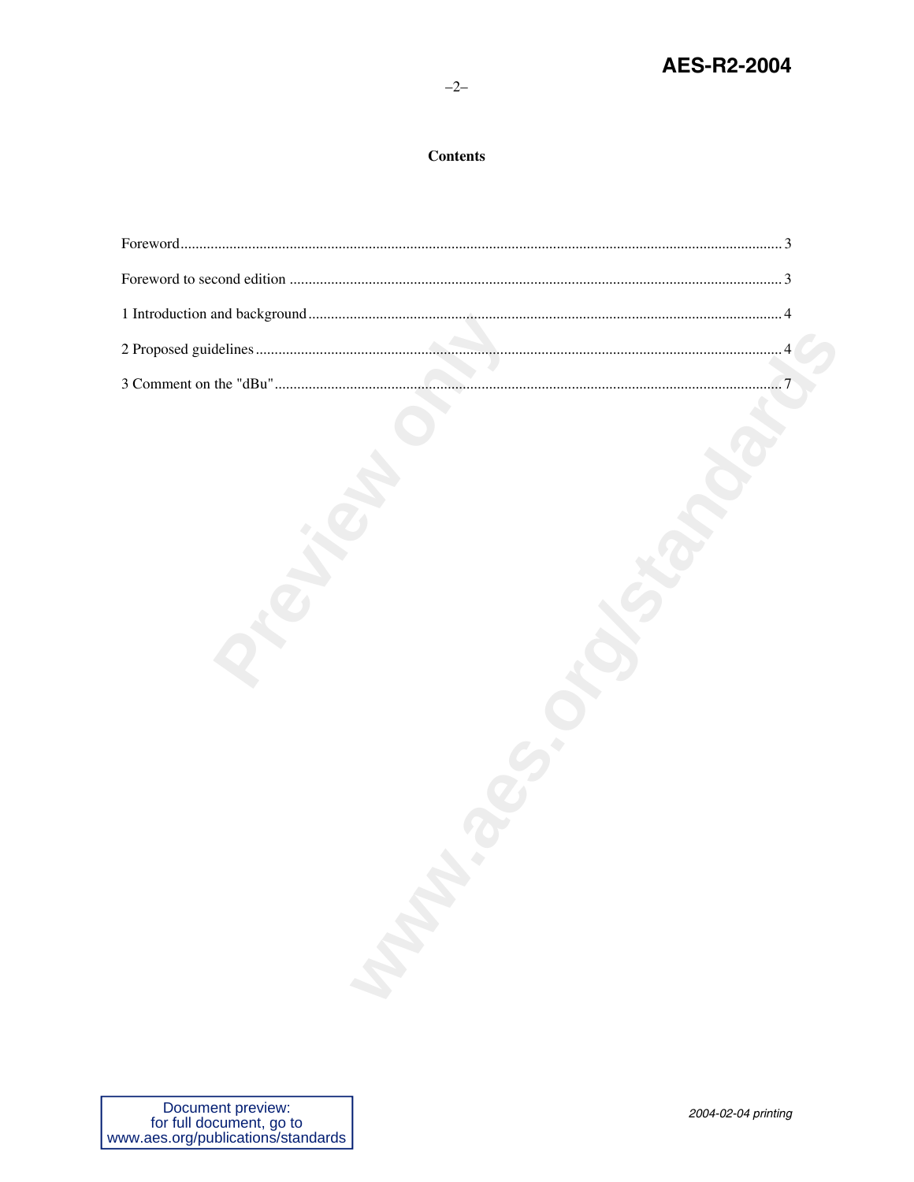**Contents**

Foreword .......... 3

Foreword to second edition .......... 3

1 Introduction and background .......... 4

2 Proposed guidelines .......... 4

3 Comment on the "dBu" .......... 7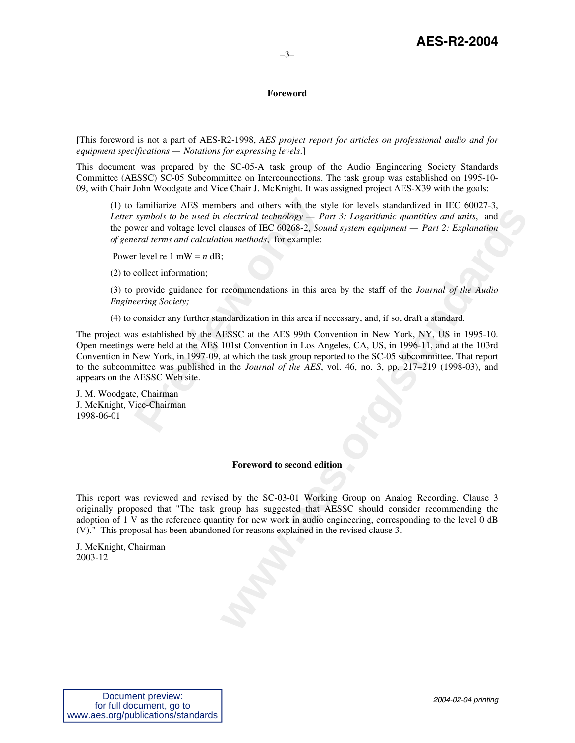## Foreword

[This foreword is not a part of AES-R2-1998, *AES project report for articles on professional audio and for equipment specifications — Notations for expressing levels.*]

This document was prepared by the SC-05-A task group of the Audio Engineering Society Standards Committee (AESSC) SC-05 Subcommittee on Interconnections. The task group was established on 1995-10-09, with Chair John Woodgate and Vice Chair J. McKnight. It was assigned project AES-X39 with the goals:

> (1) to familiarize AES members and others with the style for levels standardized in IEC 60027-3, *Letter symbols to be used in electrical technology — Part 3: Logarithmic quantities and units*, and the power and voltage level clauses of IEC 60268-2, *Sound system equipment — Part 2: Explanation of general terms and calculation methods*, for example:
>
> Power level re 1 mW = *n* dB;
>
> (2) to collect information;
>
> (3) to provide guidance for recommendations in this area by the staff of the *Journal of the Audio Engineering Society;*
>
> (4) to consider any further standardization in this area if necessary, and, if so, draft a standard.

The project was established by the AESSC at the AES 99th Convention in New York, NY, US in 1995-10. Open meetings were held at the AES 101st Convention in Los Angeles, CA, US, in 1996-11, and at the 103rd Convention in New York, in 1997-09, at which the task group reported to the SC-05 subcommittee. That report to the subcommittee was published in the *Journal of the AES*, vol. 46, no. 3, pp. 217–219 (1998-03), and appears on the AESSC Web site.

J. M. Woodgate, Chairman
J. McKnight, Vice-Chairman
1998-06-01

## Foreword to second edition

This report was reviewed and revised by the SC-03-01 Working Group on Analog Recording. Clause 3 originally proposed that "The task group has suggested that AESSC should consider recommending the adoption of 1 V as the reference quantity for new work in audio engineering, corresponding to the level 0 dB (V)." This proposal has been abandoned for reasons explained in the revised clause 3.

J. McKnight, Chairman
2003-12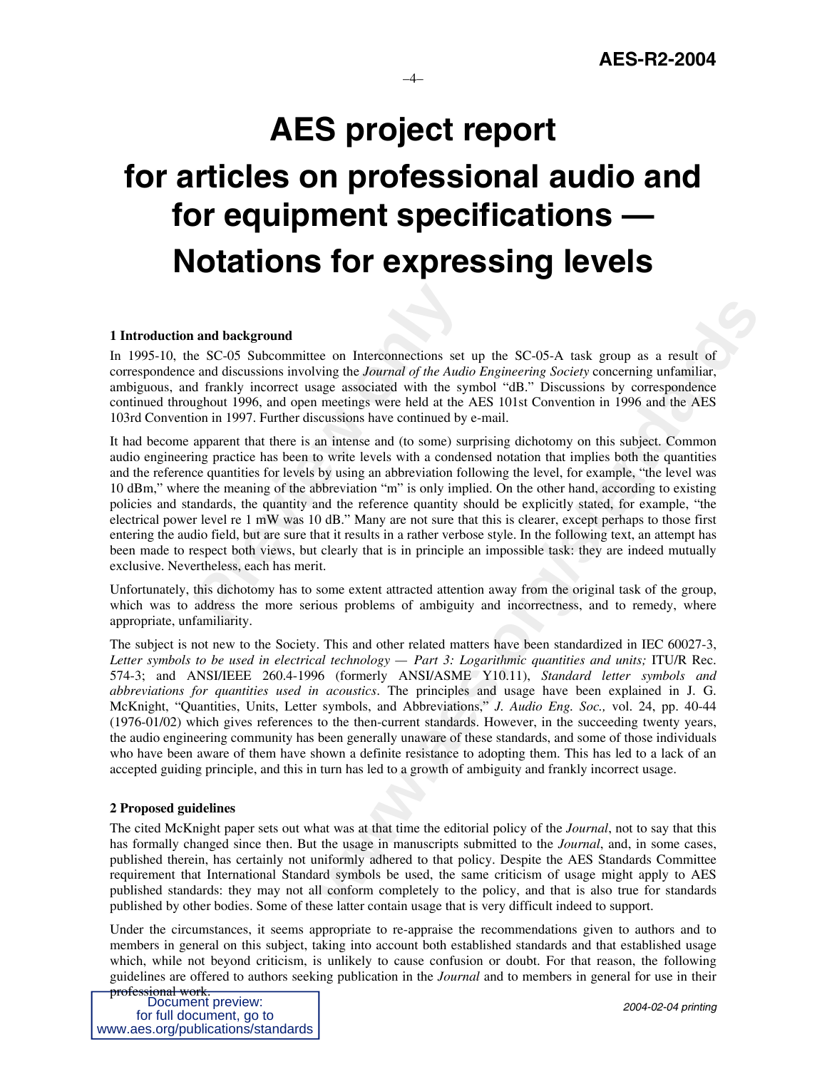# AES project report

# for articles on professional audio and for equipment specifications — Notations for expressing levels

### 1 Introduction and background

In 1995-10, the SC-05 Subcommittee on Interconnections set up the SC-05-A task group as a result of correspondence and discussions involving the *Journal of the Audio Engineering Society* concerning unfamiliar, ambiguous, and frankly incorrect usage associated with the symbol "dB." Discussions by correspondence continued throughout 1996, and open meetings were held at the AES 101st Convention in 1996 and the AES 103rd Convention in 1997. Further discussions have continued by e-mail.

It had become apparent that there is an intense and (to some) surprising dichotomy on this subject. Common audio engineering practice has been to write levels with a condensed notation that implies both the quantities and the reference quantities for levels by using an abbreviation following the level, for example, "the level was 10 dBm," where the meaning of the abbreviation "m" is only implied. On the other hand, according to existing policies and standards, the quantity and the reference quantity should be explicitly stated, for example, "the electrical power level re 1 mW was 10 dB." Many are not sure that this is clearer, except perhaps to those first entering the audio field, but are sure that it results in a rather verbose style. In the following text, an attempt has been made to respect both views, but clearly that is in principle an impossible task: they are indeed mutually exclusive. Nevertheless, each has merit.

Unfortunately, this dichotomy has to some extent attracted attention away from the original task of the group, which was to address the more serious problems of ambiguity and incorrectness, and to remedy, where appropriate, unfamiliarity.

The subject is not new to the Society. This and other related matters have been standardized in IEC 60027-3, *Letter symbols to be used in electrical technology — Part 3: Logarithmic quantities and units;* ITU/R Rec. 574-3; and ANSI/IEEE 260.4-1996 (formerly ANSI/ASME Y10.11), *Standard letter symbols and abbreviations for quantities used in acoustics*. The principles and usage have been explained in J. G. McKnight, "Quantities, Units, Letter symbols, and Abbreviations," *J. Audio Eng. Soc.,* vol. 24, pp. 40-44 (1976-01/02) which gives references to the then-current standards. However, in the succeeding twenty years, the audio engineering community has been generally unaware of these standards, and some of those individuals who have been aware of them have shown a definite resistance to adopting them. This has led to a lack of an accepted guiding principle, and this in turn has led to a growth of ambiguity and frankly incorrect usage.

### 2 Proposed guidelines

The cited McKnight paper sets out what was at that time the editorial policy of the *Journal*, not to say that this has formally changed since then. But the usage in manuscripts submitted to the *Journal*, and, in some cases, published therein, has certainly not uniformly adhered to that policy. Despite the AES Standards Committee requirement that International Standard symbols be used, the same criticism of usage might apply to AES published standards: they may not all conform completely to the policy, and that is also true for standards published by other bodies. Some of these latter contain usage that is very difficult indeed to support.

Under the circumstances, it seems appropriate to re-appraise the recommendations given to authors and to members in general on this subject, taking into account both established standards and that established usage which, while not beyond criticism, is unlikely to cause confusion or doubt. For that reason, the following guidelines are offered to authors seeking publication in the *Journal* and to members in general for use in their professional work.